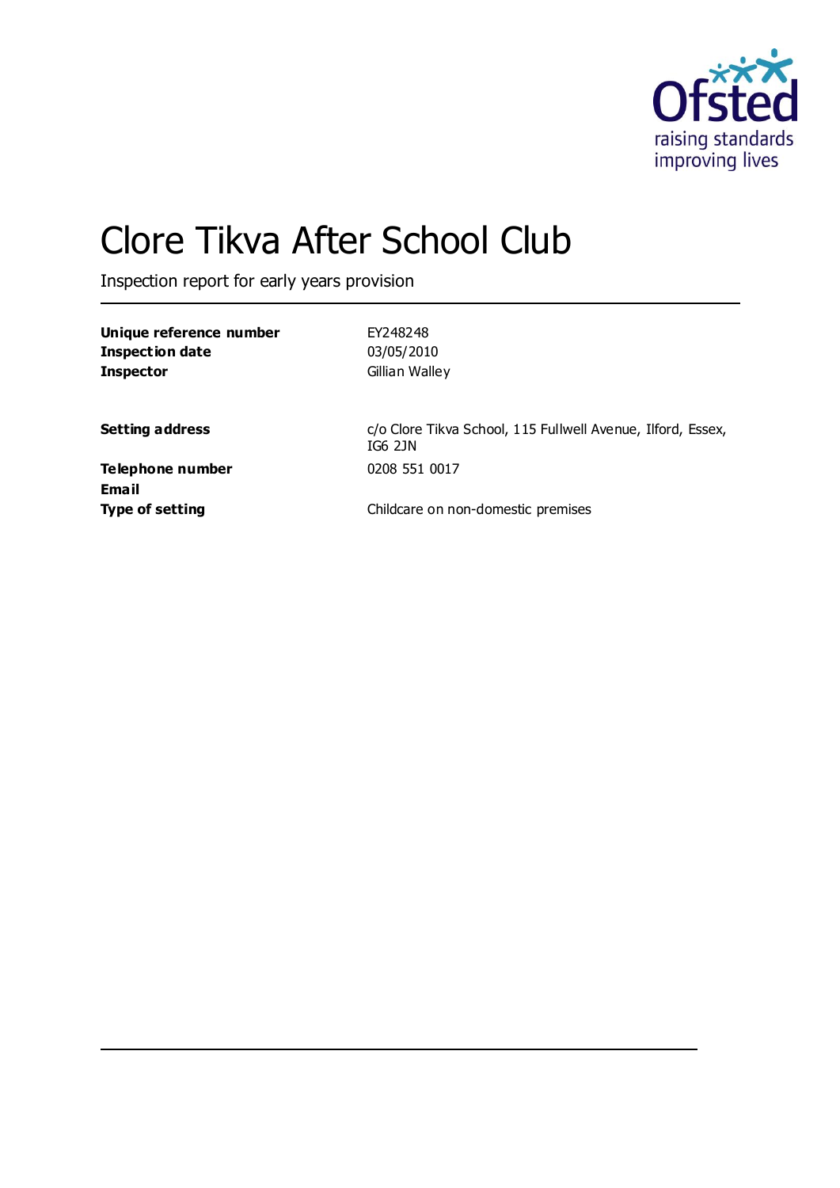# Clore Tikva After School Club

Inspection report for early years provision

| | |
|---|---|
| **Unique reference number** | EY248248 |
| **Inspection date** | 03/05/2010 |
| **Inspector** | Gillian Walley |

| | |
|---|---|
| **Setting address** | c/o Clore Tikva School, 115 Fullwell Avenue, Ilford, Essex, IG6 2JN |
| **Telephone number** | 0208 551 0017 |
| **Email** | |
| **Type of setting** | Childcare on non-domestic premises |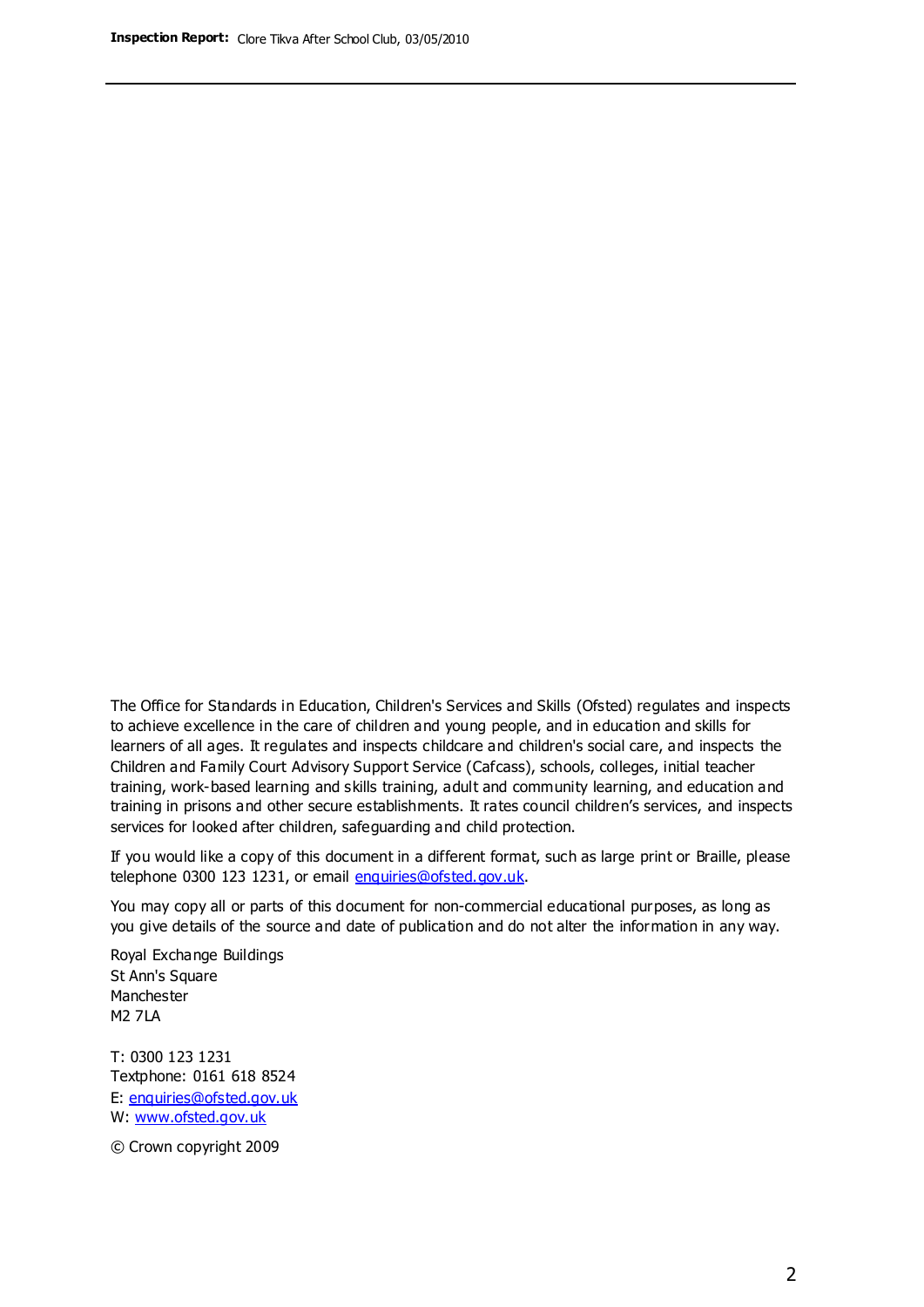The Office for Standards in Education, Children's Services and Skills (Ofsted) regulates and inspects to achieve excellence in the care of children and young people, and in education and skills for learners of all ages. It regulates and inspects childcare and children's social care, and inspects the Children and Family Court Advisory Support Service (Cafcass), schools, colleges, initial teacher training, work-based learning and skills training, adult and community learning, and education and training in prisons and other secure establishments. It rates council children's services, and inspects services for looked after children, safeguarding and child protection.

If you would like a copy of this document in a different format, such as large print or Braille, please telephone 0300 123 1231, or email enquiries@ofsted.gov.uk.

You may copy all or parts of this document for non-commercial educational purposes, as long as you give details of the source and date of publication and do not alter the information in any way.

Royal Exchange Buildings
St Ann's Square
Manchester
M2 7LA

T: 0300 123 1231
Textphone: 0161 618 8524
E: enquiries@ofsted.gov.uk
W: www.ofsted.gov.uk

© Crown copyright 2009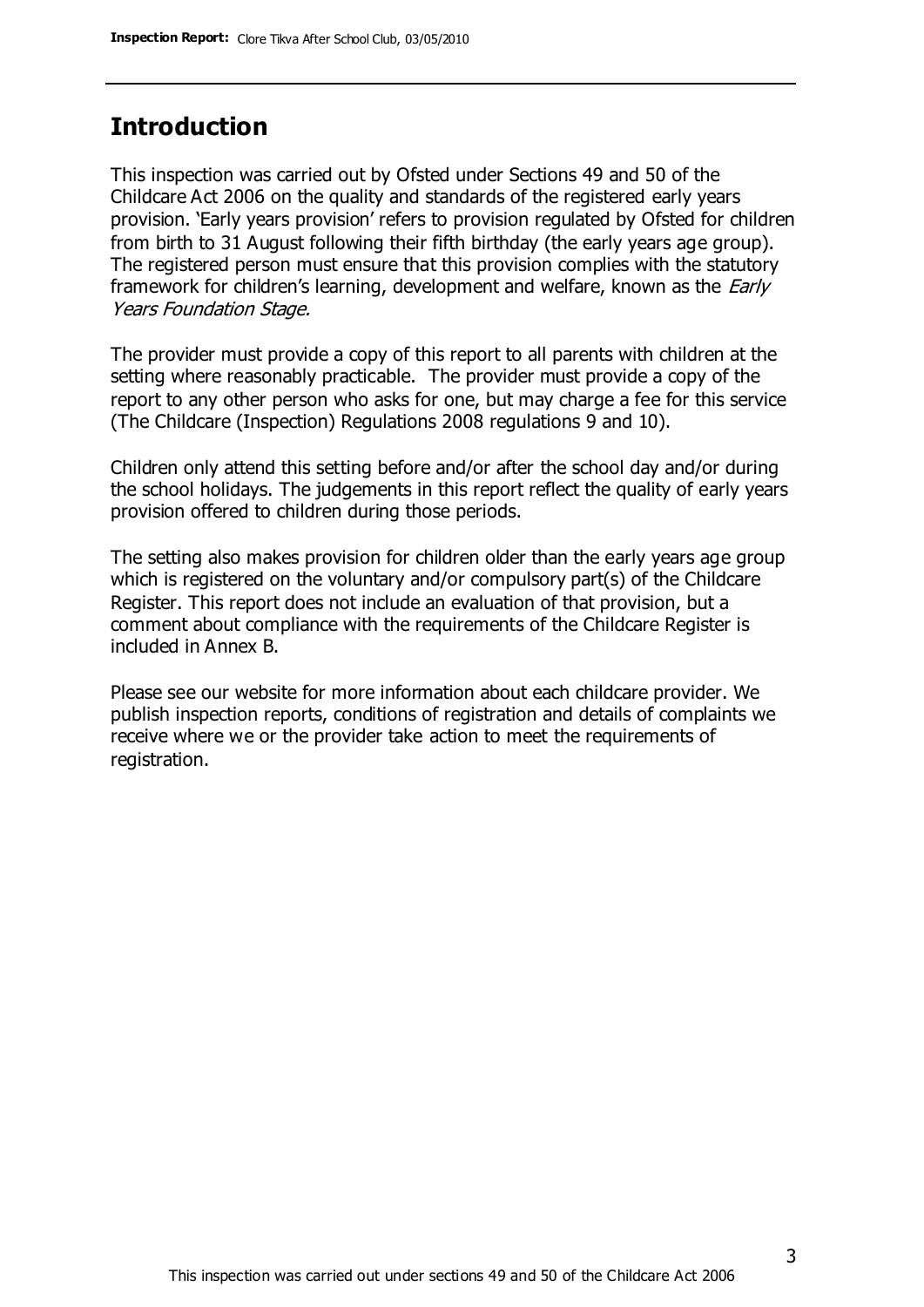## Introduction

This inspection was carried out by Ofsted under Sections 49 and 50 of the Childcare Act 2006 on the quality and standards of the registered early years provision. 'Early years provision' refers to provision regulated by Ofsted for children from birth to 31 August following their fifth birthday (the early years age group). The registered person must ensure that this provision complies with the statutory framework for children's learning, development and welfare, known as the *Early Years Foundation Stage.*

The provider must provide a copy of this report to all parents with children at the setting where reasonably practicable. The provider must provide a copy of the report to any other person who asks for one, but may charge a fee for this service (The Childcare (Inspection) Regulations 2008 regulations 9 and 10).

Children only attend this setting before and/or after the school day and/or during the school holidays. The judgements in this report reflect the quality of early years provision offered to children during those periods.

The setting also makes provision for children older than the early years age group which is registered on the voluntary and/or compulsory part(s) of the Childcare Register. This report does not include an evaluation of that provision, but a comment about compliance with the requirements of the Childcare Register is included in Annex B.

Please see our website for more information about each childcare provider. We publish inspection reports, conditions of registration and details of complaints we receive where we or the provider take action to meet the requirements of registration.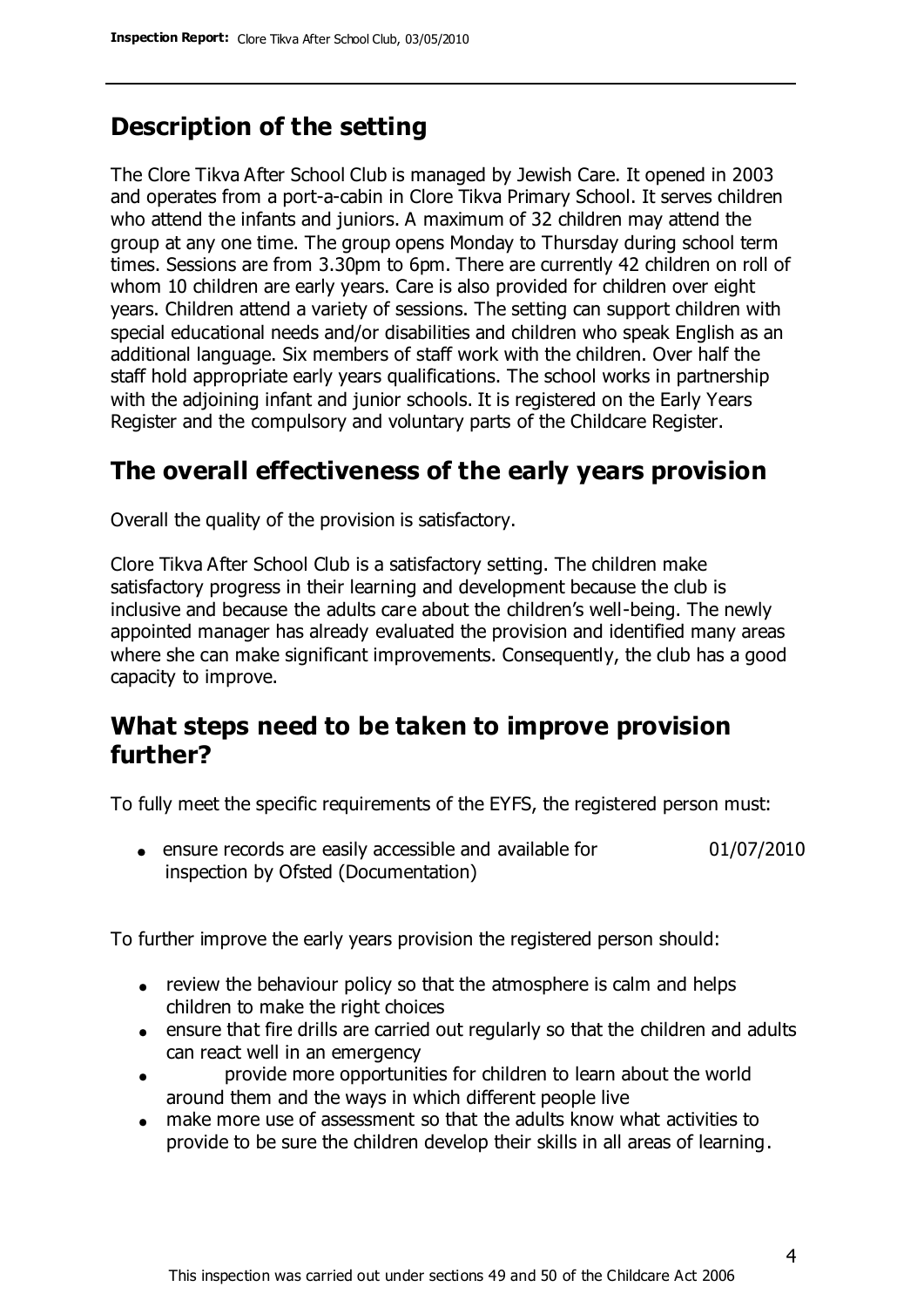## Description of the setting

The Clore Tikva After School Club is managed by Jewish Care. It opened in 2003 and operates from a port-a-cabin in Clore Tikva Primary School. It serves children who attend the infants and juniors. A maximum of 32 children may attend the group at any one time. The group opens Monday to Thursday during school term times. Sessions are from 3.30pm to 6pm. There are currently 42 children on roll of whom 10 children are early years. Care is also provided for children over eight years. Children attend a variety of sessions. The setting can support children with special educational needs and/or disabilities and children who speak English as an additional language. Six members of staff work with the children. Over half the staff hold appropriate early years qualifications. The school works in partnership with the adjoining infant and junior schools. It is registered on the Early Years Register and the compulsory and voluntary parts of the Childcare Register.

## The overall effectiveness of the early years provision

Overall the quality of the provision is satisfactory.

Clore Tikva After School Club is a satisfactory setting. The children make satisfactory progress in their learning and development because the club is inclusive and because the adults care about the children's well-being. The newly appointed manager has already evaluated the provision and identified many areas where she can make significant improvements. Consequently, the club has a good capacity to improve.

## What steps need to be taken to improve provision further?

To fully meet the specific requirements of the EYFS, the registered person must:

| | |
|---|---|
| • ensure records are easily accessible and available for inspection by Ofsted (Documentation) | 01/07/2010 |

To further improve the early years provision the registered person should:

- review the behaviour policy so that the atmosphere is calm and helps children to make the right choices
- ensure that fire drills are carried out regularly so that the children and adults can react well in an emergency
- provide more opportunities for children to learn about the world around them and the ways in which different people live
- make more use of assessment so that the adults know what activities to provide to be sure the children develop their skills in all areas of learning.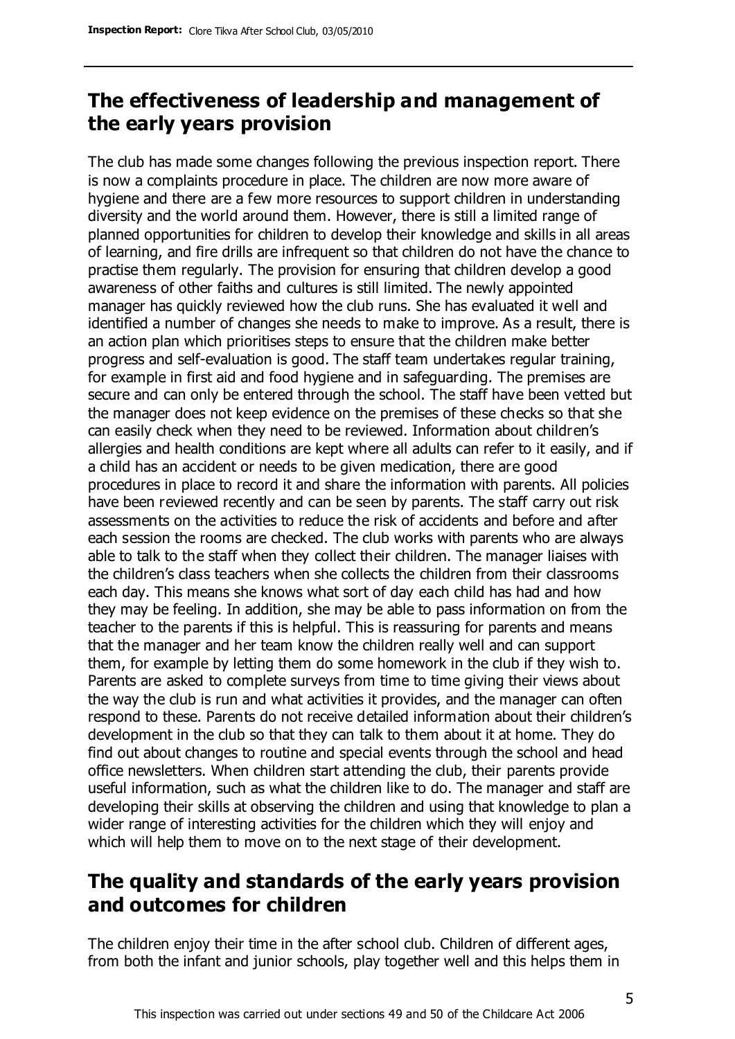## The effectiveness of leadership and management of the early years provision

The club has made some changes following the previous inspection report. There is now a complaints procedure in place. The children are now more aware of hygiene and there are a few more resources to support children in understanding diversity and the world around them. However, there is still a limited range of planned opportunities for children to develop their knowledge and skills in all areas of learning, and fire drills are infrequent so that children do not have the chance to practise them regularly. The provision for ensuring that children develop a good awareness of other faiths and cultures is still limited. The newly appointed manager has quickly reviewed how the club runs. She has evaluated it well and identified a number of changes she needs to make to improve. As a result, there is an action plan which prioritises steps to ensure that the children make better progress and self-evaluation is good. The staff team undertakes regular training, for example in first aid and food hygiene and in safeguarding. The premises are secure and can only be entered through the school. The staff have been vetted but the manager does not keep evidence on the premises of these checks so that she can easily check when they need to be reviewed. Information about children's allergies and health conditions are kept where all adults can refer to it easily, and if a child has an accident or needs to be given medication, there are good procedures in place to record it and share the information with parents. All policies have been reviewed recently and can be seen by parents. The staff carry out risk assessments on the activities to reduce the risk of accidents and before and after each session the rooms are checked. The club works with parents who are always able to talk to the staff when they collect their children. The manager liaises with the children's class teachers when she collects the children from their classrooms each day. This means she knows what sort of day each child has had and how they may be feeling. In addition, she may be able to pass information on from the teacher to the parents if this is helpful. This is reassuring for parents and means that the manager and her team know the children really well and can support them, for example by letting them do some homework in the club if they wish to. Parents are asked to complete surveys from time to time giving their views about the way the club is run and what activities it provides, and the manager can often respond to these. Parents do not receive detailed information about their children's development in the club so that they can talk to them about it at home. They do find out about changes to routine and special events through the school and head office newsletters. When children start attending the club, their parents provide useful information, such as what the children like to do. The manager and staff are developing their skills at observing the children and using that knowledge to plan a wider range of interesting activities for the children which they will enjoy and which will help them to move on to the next stage of their development.

## The quality and standards of the early years provision and outcomes for children

The children enjoy their time in the after school club. Children of different ages, from both the infant and junior schools, play together well and this helps them in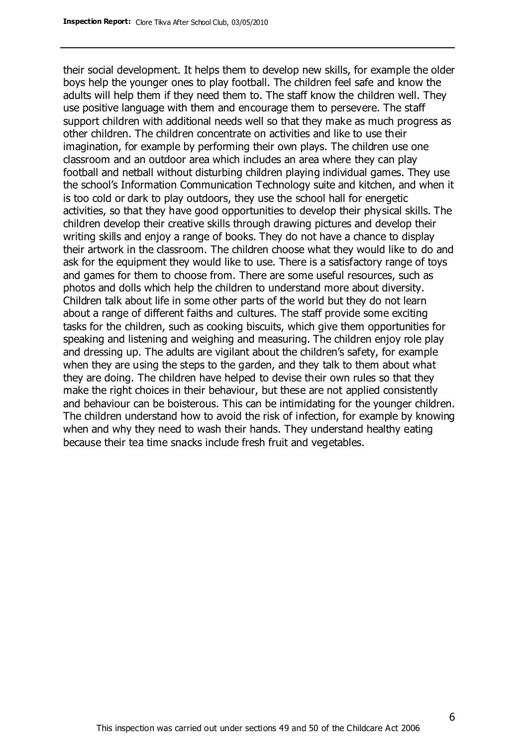their social development. It helps them to develop new skills, for example the older boys help the younger ones to play football. The children feel safe and know the adults will help them if they need them to. The staff know the children well. They use positive language with them and encourage them to persevere. The staff support children with additional needs well so that they make as much progress as other children. The children concentrate on activities and like to use their imagination, for example by performing their own plays. The children use one classroom and an outdoor area which includes an area where they can play football and netball without disturbing children playing individual games. They use the school's Information Communication Technology suite and kitchen, and when it is too cold or dark to play outdoors, they use the school hall for energetic activities, so that they have good opportunities to develop their physical skills. The children develop their creative skills through drawing pictures and develop their writing skills and enjoy a range of books. They do not have a chance to display their artwork in the classroom. The children choose what they would like to do and ask for the equipment they would like to use. There is a satisfactory range of toys and games for them to choose from. There are some useful resources, such as photos and dolls which help the children to understand more about diversity. Children talk about life in some other parts of the world but they do not learn about a range of different faiths and cultures. The staff provide some exciting tasks for the children, such as cooking biscuits, which give them opportunities for speaking and listening and weighing and measuring. The children enjoy role play and dressing up. The adults are vigilant about the children's safety, for example when they are using the steps to the garden, and they talk to them about what they are doing. The children have helped to devise their own rules so that they make the right choices in their behaviour, but these are not applied consistently and behaviour can be boisterous. This can be intimidating for the younger children. The children understand how to avoid the risk of infection, for example by knowing when and why they need to wash their hands. They understand healthy eating because their tea time snacks include fresh fruit and vegetables.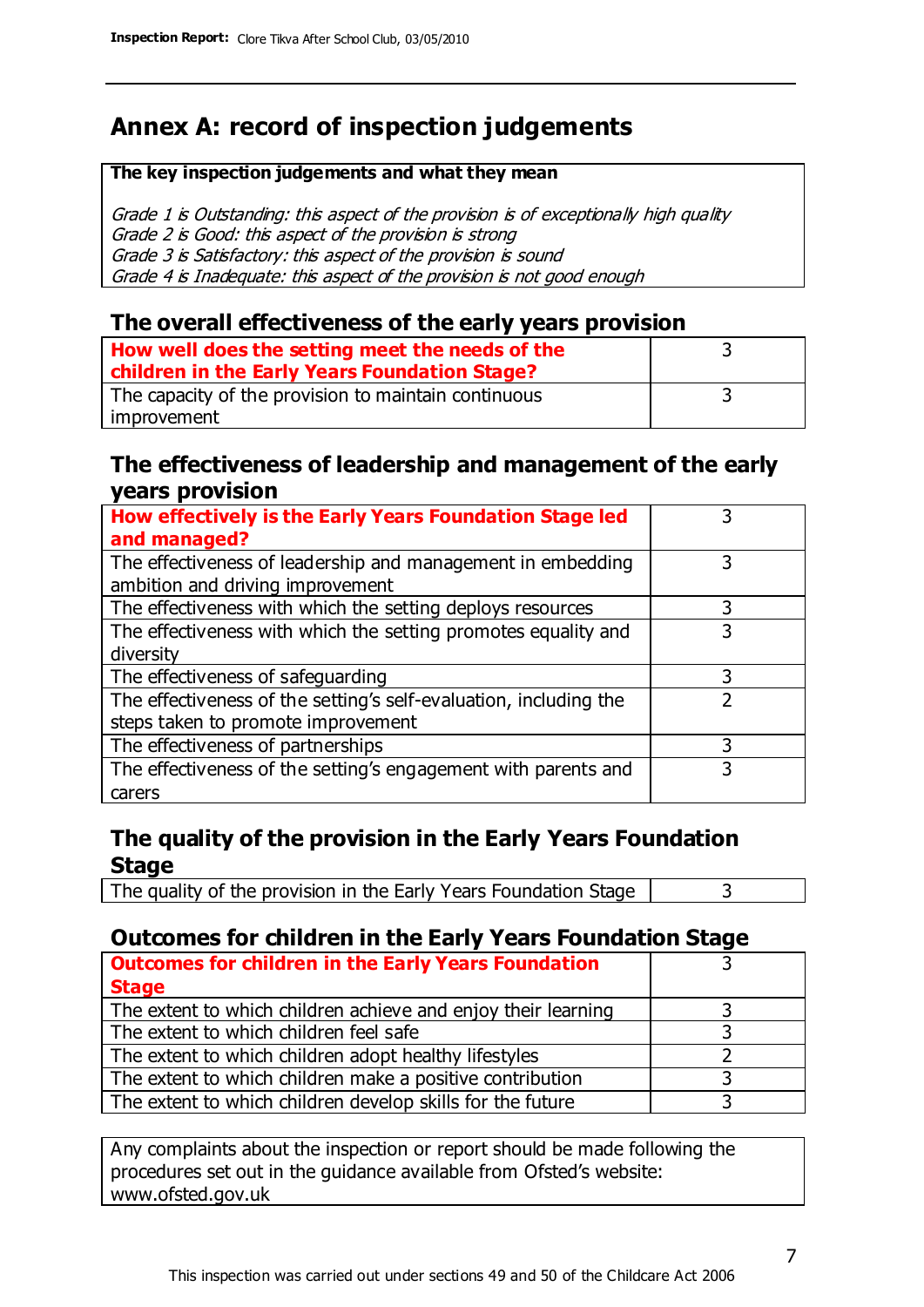# Annex A: record of inspection judgements

**The key inspection judgements and what they mean**

*Grade 1 is Outstanding: this aspect of the provision is of exceptionally high quality*
*Grade 2 is Good: this aspect of the provision is strong*
*Grade 3 is Satisfactory: this aspect of the provision is sound*
*Grade 4 is Inadequate: this aspect of the provision is not good enough*

## The overall effectiveness of the early years provision

| | |
|---|---|
| **How well does the setting meet the needs of the children in the Early Years Foundation Stage?** | 3 |
| The capacity of the provision to maintain continuous improvement | 3 |

## The effectiveness of leadership and management of the early years provision

| | |
|---|---|
| **How effectively is the Early Years Foundation Stage led and managed?** | 3 |
| The effectiveness of leadership and management in embedding ambition and driving improvement | 3 |
| The effectiveness with which the setting deploys resources | 3 |
| The effectiveness with which the setting promotes equality and diversity | 3 |
| The effectiveness of safeguarding | 3 |
| The effectiveness of the setting's self-evaluation, including the steps taken to promote improvement | 2 |
| The effectiveness of partnerships | 3 |
| The effectiveness of the setting's engagement with parents and carers | 3 |

## The quality of the provision in the Early Years Foundation Stage

| | |
|---|---|
| The quality of the provision in the Early Years Foundation Stage | 3 |

## Outcomes for children in the Early Years Foundation Stage

| | |
|---|---|
| **Outcomes for children in the Early Years Foundation Stage** | 3 |
| The extent to which children achieve and enjoy their learning | 3 |
| The extent to which children feel safe | 3 |
| The extent to which children adopt healthy lifestyles | 2 |
| The extent to which children make a positive contribution | 3 |
| The extent to which children develop skills for the future | 3 |

Any complaints about the inspection or report should be made following the procedures set out in the guidance available from Ofsted's website: www.ofsted.gov.uk

This inspection was carried out under sections 49 and 50 of the Childcare Act 2006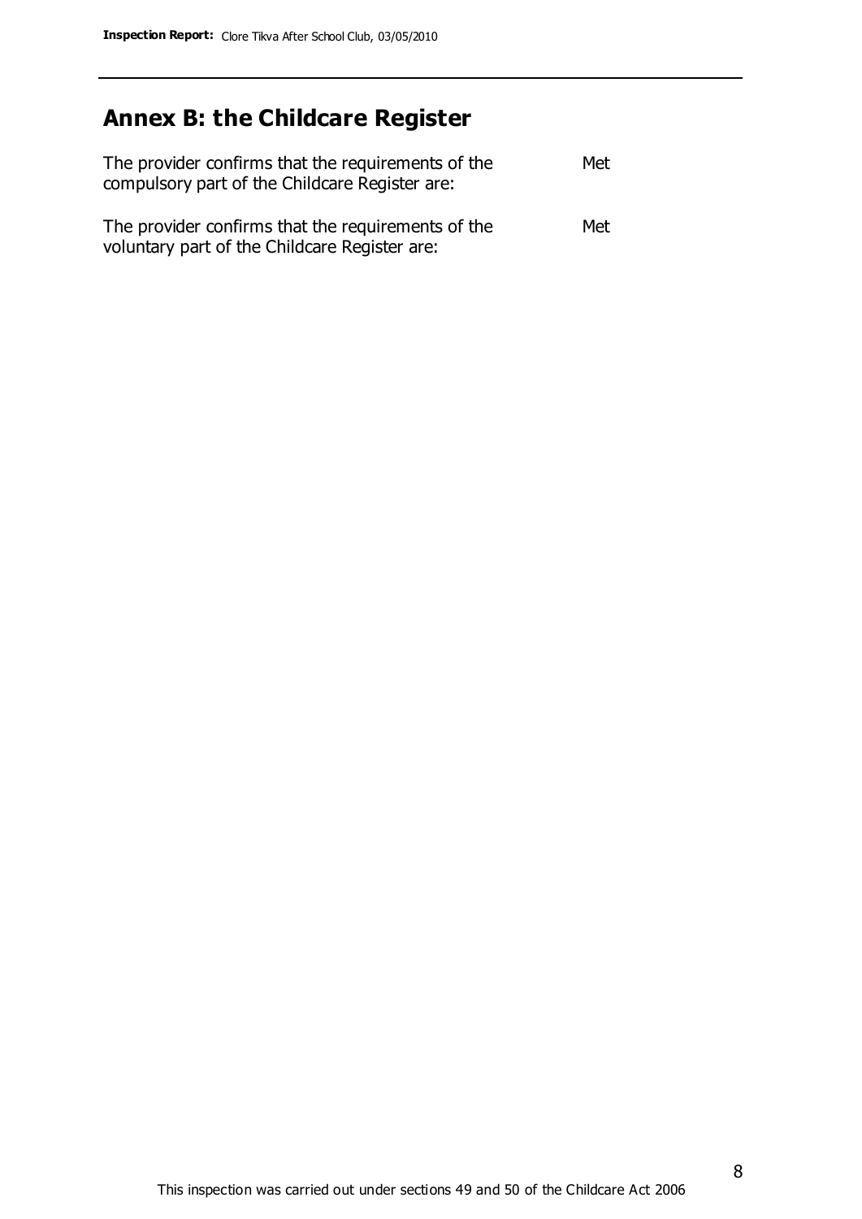## Annex B: the Childcare Register

| | |
|---|---|
| The provider confirms that the requirements of the compulsory part of the Childcare Register are: | Met |
| The provider confirms that the requirements of the voluntary part of the Childcare Register are: | Met |

This inspection was carried out under sections 49 and 50 of the Childcare Act 2006